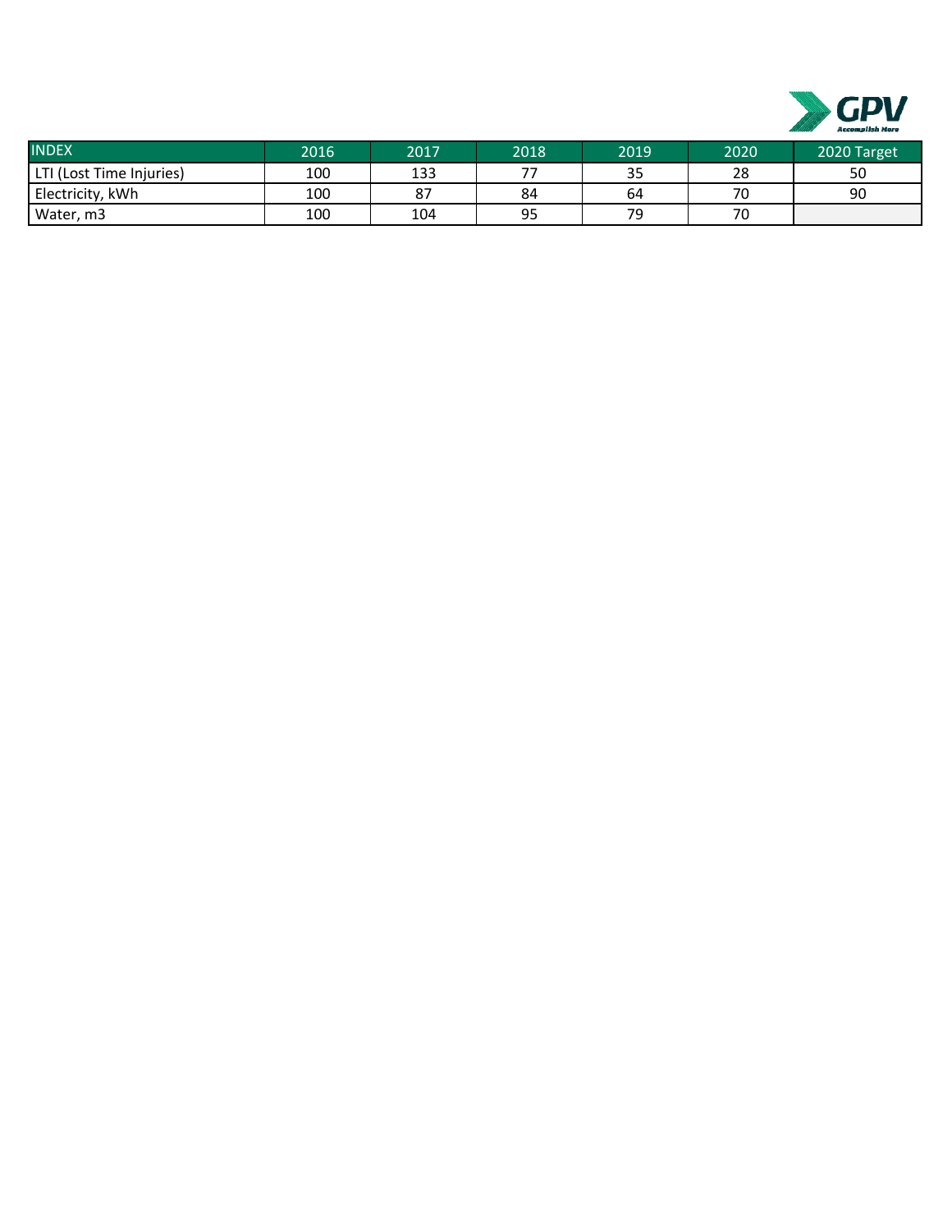| INDEX | 2016 | 2017 | 2018 | 2019 | 2020 | 2020 Target |
| --- | --- | --- | --- | --- | --- | --- |
| LTI (Lost Time Injuries) | 100 | 133 | 77 | 35 | 28 | 50 |
| Electricity, kWh | 100 | 87 | 84 | 64 | 70 | 90 |
| Water, m3 | 100 | 104 | 95 | 79 | 70 | |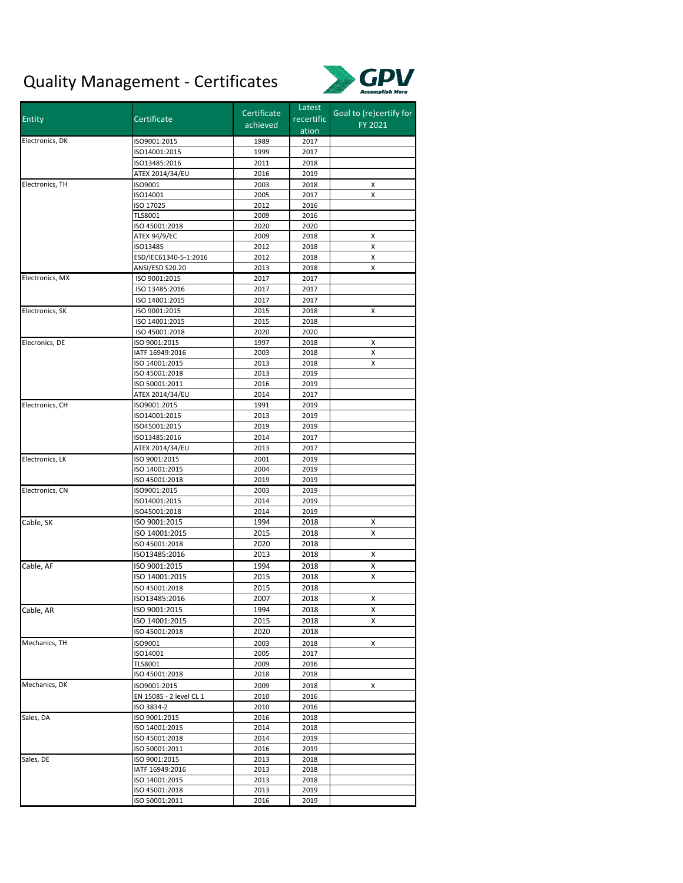# Quality Management - Certificates

| Entity | Certificate | Certificate achieved | Latest recertification | Goal to (re)certify for FY 2021 |
|---|---|---|---|---|
| Electronics, DK | ISO9001:2015 | 1989 | 2017 | |
| | ISO14001:2015 | 1999 | 2017 | |
| | ISO13485:2016 | 2011 | 2018 | |
| | ATEX 2014/34/EU | 2016 | 2019 | |
| Electronics, TH | ISO9001 | 2003 | 2018 | X |
| | ISO14001 | 2005 | 2017 | X |
| | ISO 17025 | 2012 | 2016 | |
| | TLS8001 | 2009 | 2016 | |
| | ISO 45001:2018 | 2020 | 2020 | |
| | ATEX 94/9/EC | 2009 | 2018 | X |
| | ISO13485 | 2012 | 2018 | X |
| | ESD/IEC61340-5-1:2016 | 2012 | 2018 | X |
| | ANSI/ESD S20.20 | 2013 | 2018 | X |
| Electronics, MX | ISO 9001:2015 | 2017 | 2017 | |
| | ISO 13485:2016 | 2017 | 2017 | |
| | ISO 14001:2015 | 2017 | 2017 | |
| Electronics, SK | ISO 9001:2015 | 2015 | 2018 | X |
| | ISO 14001:2015 | 2015 | 2018 | |
| | ISO 45001:2018 | 2020 | 2020 | |
| Elecronics, DE | ISO 9001:2015 | 1997 | 2018 | X |
| | IATF 16949:2016 | 2003 | 2018 | X |
| | ISO 14001:2015 | 2013 | 2018 | X |
| | ISO 45001:2018 | 2013 | 2019 | |
| | ISO 50001:2011 | 2016 | 2019 | |
| | ATEX 2014/34/EU | 2014 | 2017 | |
| Electronics, CH | ISO9001:2015 | 1991 | 2019 | |
| | ISO14001:2015 | 2013 | 2019 | |
| | ISO45001:2015 | 2019 | 2019 | |
| | ISO13485:2016 | 2014 | 2017 | |
| | ATEX 2014/34/EU | 2013 | 2017 | |
| Electronics, LK | ISO 9001:2015 | 2001 | 2019 | |
| | ISO 14001:2015 | 2004 | 2019 | |
| | ISO 45001:2018 | 2019 | 2019 | |
| Electronics, CN | ISO9001:2015 | 2003 | 2019 | |
| | ISO14001:2015 | 2014 | 2019 | |
| | ISO45001:2018 | 2014 | 2019 | |
| Cable, SK | ISO 9001:2015 | 1994 | 2018 | X |
| | ISO 14001:2015 | 2015 | 2018 | X |
| | ISO 45001:2018 | 2020 | 2018 | |
| | ISO13485:2016 | 2013 | 2018 | X |
| Cable, AF | ISO 9001:2015 | 1994 | 2018 | X |
| | ISO 14001:2015 | 2015 | 2018 | X |
| | ISO 45001:2018 | 2015 | 2018 | |
| | ISO13485:2016 | 2007 | 2018 | X |
| Cable, AR | ISO 9001:2015 | 1994 | 2018 | X |
| | ISO 14001:2015 | 2015 | 2018 | X |
| | ISO 45001:2018 | 2020 | 2018 | |
| Mechanics, TH | ISO9001 | 2003 | 2018 | X |
| | ISO14001 | 2005 | 2017 | |
| | TLS8001 | 2009 | 2016 | |
| | ISO 45001:2018 | 2018 | 2018 | |
| Mechanics, DK | ISO9001:2015 | 2009 | 2018 | X |
| | EN 15085 - 2 level CL 1 | 2010 | 2016 | |
| | ISO 3834-2 | 2010 | 2016 | |
| Sales, DA | ISO 9001:2015 | 2016 | 2018 | |
| | ISO 14001:2015 | 2014 | 2018 | |
| | ISO 45001:2018 | 2014 | 2019 | |
| | ISO 50001:2011 | 2016 | 2019 | |
| Sales, DE | ISO 9001:2015 | 2013 | 2018 | |
| | IATF 16949:2016 | 2013 | 2018 | |
| | ISO 14001:2015 | 2013 | 2018 | |
| | ISO 45001:2018 | 2013 | 2019 | |
| | ISO 50001:2011 | 2016 | 2019 | |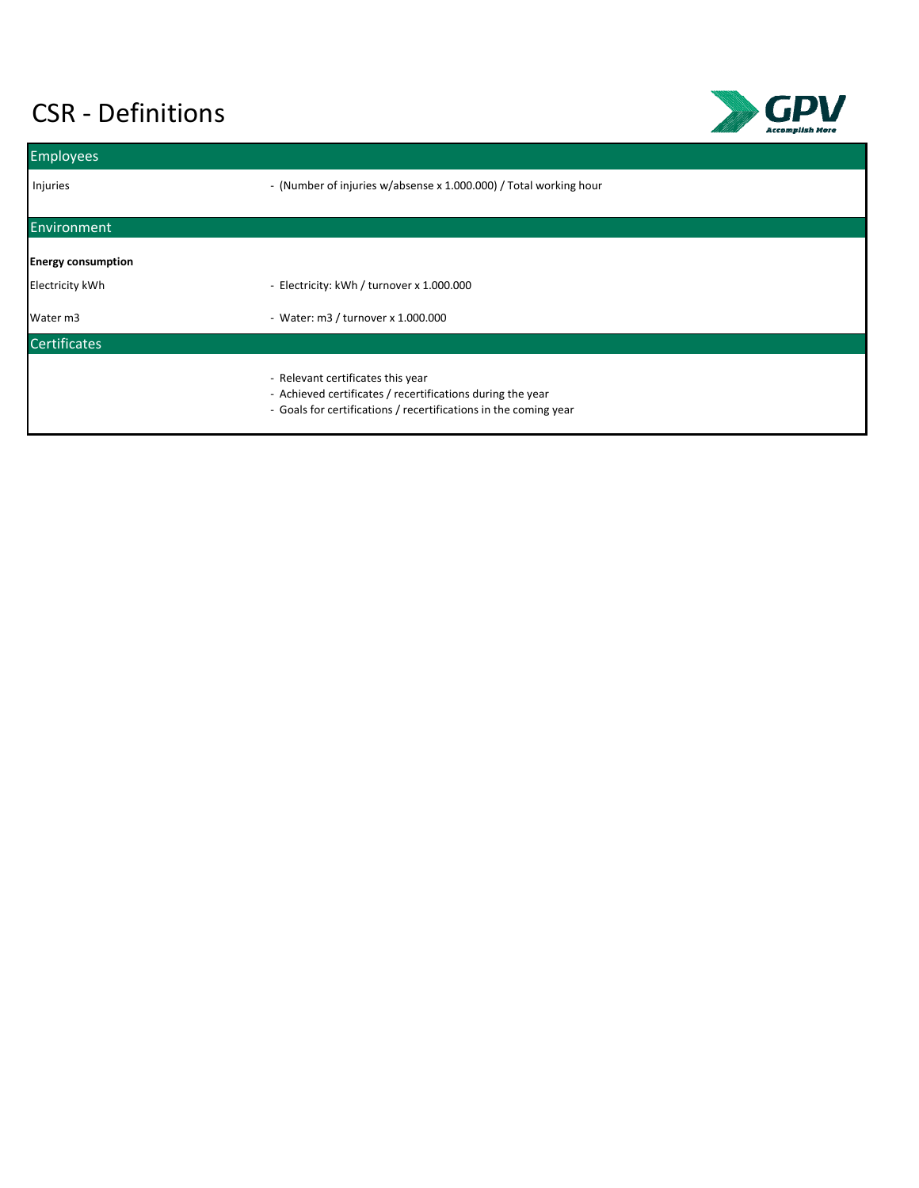# CSR - Definitions

GPV
Accomplish More

## Employees

| | |
|---|---|
| Injuries | - (Number of injuries w/absense x 1.000.000) / Total working hour |

## Environment

| | |
|---|---|
| **Energy consumption** | |
| Electricity kWh | - Electricity: kWh / turnover x 1.000.000 |
| Water m3 | - Water: m3 / turnover x 1.000.000 |

## Certificates

- Relevant certificates this year
- Achieved certificates / recertifications during the year
- Goals for certifications / recertifications in the coming year